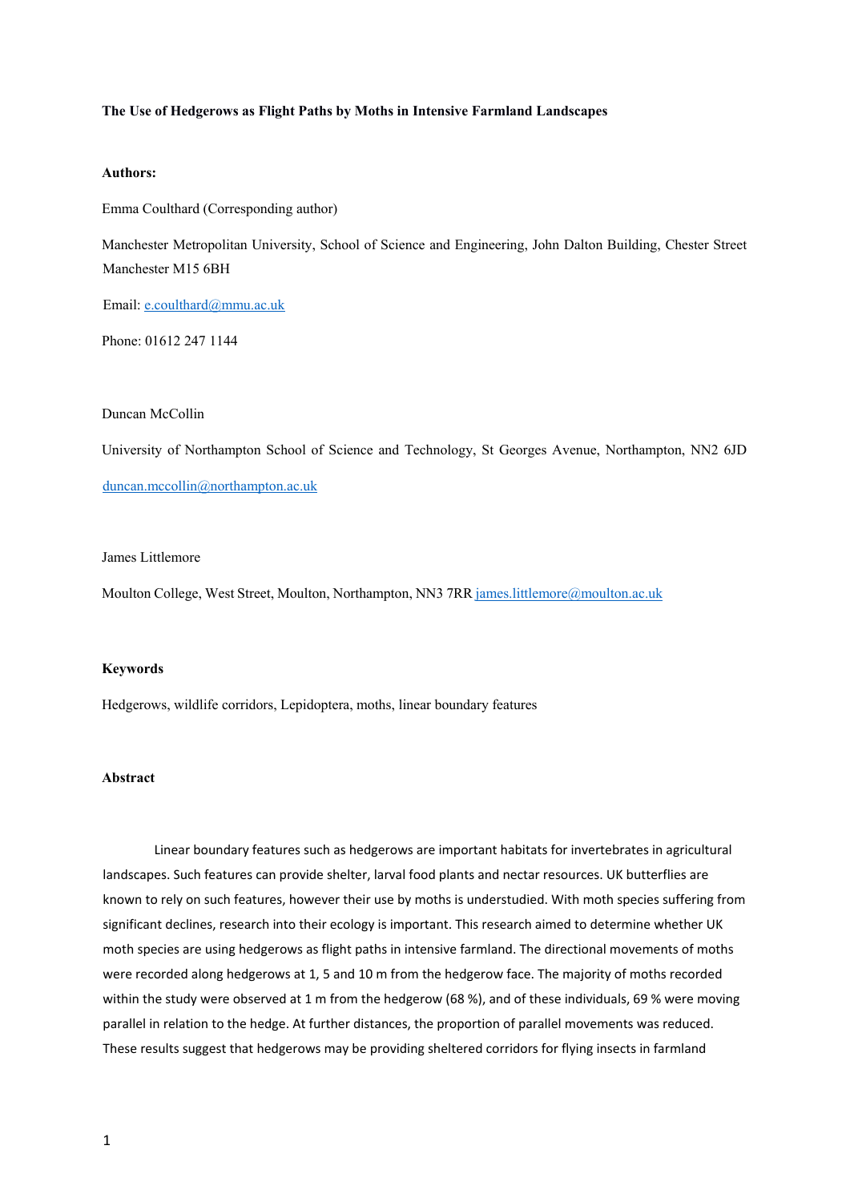**The Use of Hedgerows as Flight Paths by Moths in Intensive Farmland Landscapes**

**Authors:**

Emma Coulthard (Corresponding author)

Manchester Metropolitan University, School of Science and Engineering, John Dalton Building, Chester Street Manchester M15 6BH

Email: e.coulthard@mmu.ac.uk

Phone: 01612 247 1144

Duncan McCollin

University of Northampton School of Science and Technology, St Georges Avenue, Northampton, NN2 6JD

duncan.mccollin@northampton.ac.uk

James Littlemore

Moulton College, West Street, Moulton, Northampton, NN3 7RR james.littlemore@moulton.ac.uk

**Keywords**

Hedgerows, wildlife corridors, Lepidoptera, moths, linear boundary features

**Abstract**

Linear boundary features such as hedgerows are important habitats for invertebrates in agricultural landscapes. Such features can provide shelter, larval food plants and nectar resources. UK butterflies are known to rely on such features, however their use by moths is understudied. With moth species suffering from significant declines, research into their ecology is important. This research aimed to determine whether UK moth species are using hedgerows as flight paths in intensive farmland. The directional movements of moths were recorded along hedgerows at 1, 5 and 10 m from the hedgerow face. The majority of moths recorded within the study were observed at 1 m from the hedgerow (68 %), and of these individuals, 69 % were moving parallel in relation to the hedge. At further distances, the proportion of parallel movements was reduced. These results suggest that hedgerows may be providing sheltered corridors for flying insects in farmland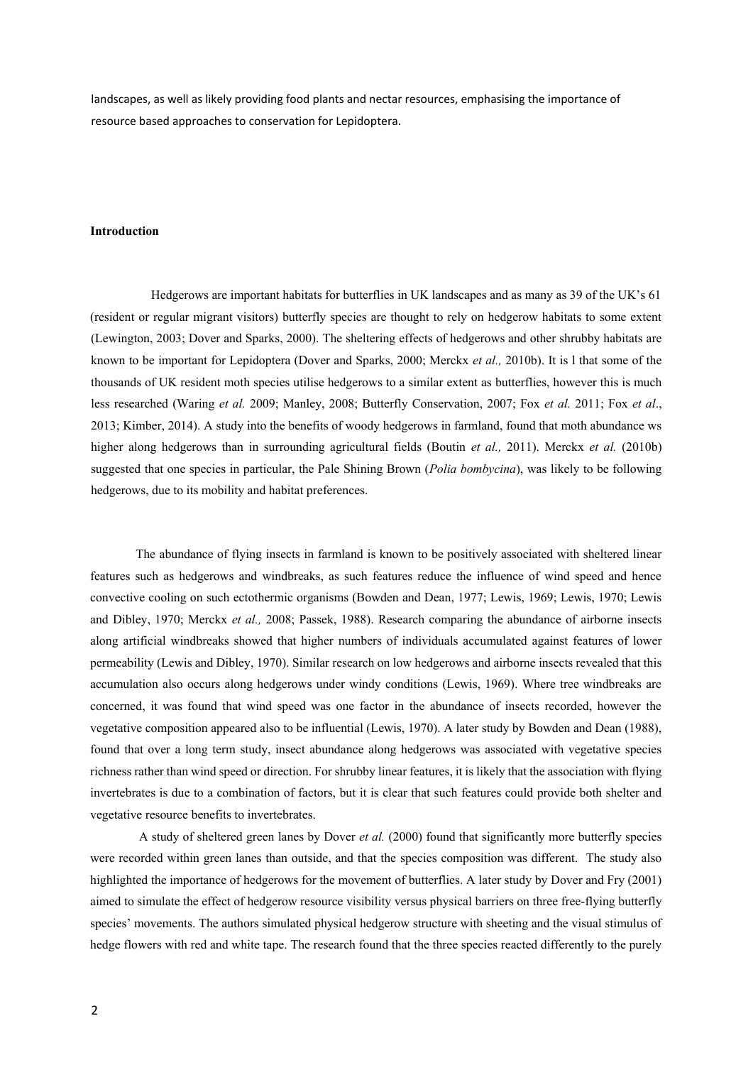landscapes, as well as likely providing food plants and nectar resources, emphasising the importance of resource based approaches to conservation for Lepidoptera.

## Introduction

Hedgerows are important habitats for butterflies in UK landscapes and as many as 39 of the UK's 61 (resident or regular migrant visitors) butterfly species are thought to rely on hedgerow habitats to some extent (Lewington, 2003; Dover and Sparks, 2000). The sheltering effects of hedgerows and other shrubby habitats are known to be important for Lepidoptera (Dover and Sparks, 2000; Merckx *et al.,* 2010b). It is l that some of the thousands of UK resident moth species utilise hedgerows to a similar extent as butterflies, however this is much less researched (Waring *et al.* 2009; Manley, 2008; Butterfly Conservation, 2007; Fox *et al.* 2011; Fox *et al*., 2013; Kimber, 2014). A study into the benefits of woody hedgerows in farmland, found that moth abundance ws higher along hedgerows than in surrounding agricultural fields (Boutin *et al.,* 2011). Merckx *et al.* (2010b) suggested that one species in particular, the Pale Shining Brown (*Polia bombycina*), was likely to be following hedgerows, due to its mobility and habitat preferences.

The abundance of flying insects in farmland is known to be positively associated with sheltered linear features such as hedgerows and windbreaks, as such features reduce the influence of wind speed and hence convective cooling on such ectothermic organisms (Bowden and Dean, 1977; Lewis, 1969; Lewis, 1970; Lewis and Dibley, 1970; Merckx *et al.,* 2008; Passek, 1988). Research comparing the abundance of airborne insects along artificial windbreaks showed that higher numbers of individuals accumulated against features of lower permeability (Lewis and Dibley, 1970). Similar research on low hedgerows and airborne insects revealed that this accumulation also occurs along hedgerows under windy conditions (Lewis, 1969). Where tree windbreaks are concerned, it was found that wind speed was one factor in the abundance of insects recorded, however the vegetative composition appeared also to be influential (Lewis, 1970). A later study by Bowden and Dean (1988), found that over a long term study, insect abundance along hedgerows was associated with vegetative species richness rather than wind speed or direction. For shrubby linear features, it is likely that the association with flying invertebrates is due to a combination of factors, but it is clear that such features could provide both shelter and vegetative resource benefits to invertebrates.

A study of sheltered green lanes by Dover *et al.* (2000) found that significantly more butterfly species were recorded within green lanes than outside, and that the species composition was different. The study also highlighted the importance of hedgerows for the movement of butterflies. A later study by Dover and Fry (2001) aimed to simulate the effect of hedgerow resource visibility versus physical barriers on three free-flying butterfly species' movements. The authors simulated physical hedgerow structure with sheeting and the visual stimulus of hedge flowers with red and white tape. The research found that the three species reacted differently to the purely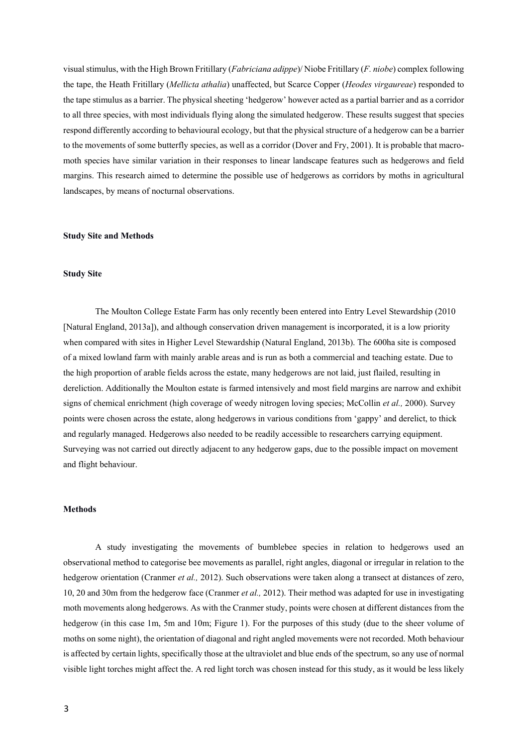visual stimulus, with the High Brown Fritillary (*Fabriciana adippe*)/ Niobe Fritillary (*F. niobe*) complex following the tape, the Heath Fritillary (*Mellicta athalia*) unaffected, but Scarce Copper (*Heodes virgaureae*) responded to the tape stimulus as a barrier. The physical sheeting 'hedgerow' however acted as a partial barrier and as a corridor to all three species, with most individuals flying along the simulated hedgerow. These results suggest that species respond differently according to behavioural ecology, but that the physical structure of a hedgerow can be a barrier to the movements of some butterfly species, as well as a corridor (Dover and Fry, 2001). It is probable that macro-moth species have similar variation in their responses to linear landscape features such as hedgerows and field margins. This research aimed to determine the possible use of hedgerows as corridors by moths in agricultural landscapes, by means of nocturnal observations.

## Study Site and Methods

### Study Site

The Moulton College Estate Farm has only recently been entered into Entry Level Stewardship (2010 [Natural England, 2013a]), and although conservation driven management is incorporated, it is a low priority when compared with sites in Higher Level Stewardship (Natural England, 2013b). The 600ha site is composed of a mixed lowland farm with mainly arable areas and is run as both a commercial and teaching estate. Due to the high proportion of arable fields across the estate, many hedgerows are not laid, just flailed, resulting in dereliction. Additionally the Moulton estate is farmed intensively and most field margins are narrow and exhibit signs of chemical enrichment (high coverage of weedy nitrogen loving species; McCollin *et al.,* 2000). Survey points were chosen across the estate, along hedgerows in various conditions from 'gappy' and derelict, to thick and regularly managed. Hedgerows also needed to be readily accessible to researchers carrying equipment. Surveying was not carried out directly adjacent to any hedgerow gaps, due to the possible impact on movement and flight behaviour.

### Methods

A study investigating the movements of bumblebee species in relation to hedgerows used an observational method to categorise bee movements as parallel, right angles, diagonal or irregular in relation to the hedgerow orientation (Cranmer *et al.,* 2012). Such observations were taken along a transect at distances of zero, 10, 20 and 30m from the hedgerow face (Cranmer *et al.,* 2012). Their method was adapted for use in investigating moth movements along hedgerows. As with the Cranmer study, points were chosen at different distances from the hedgerow (in this case 1m, 5m and 10m; Figure 1). For the purposes of this study (due to the sheer volume of moths on some night), the orientation of diagonal and right angled movements were not recorded. Moth behaviour is affected by certain lights, specifically those at the ultraviolet and blue ends of the spectrum, so any use of normal visible light torches might affect the. A red light torch was chosen instead for this study, as it would be less likely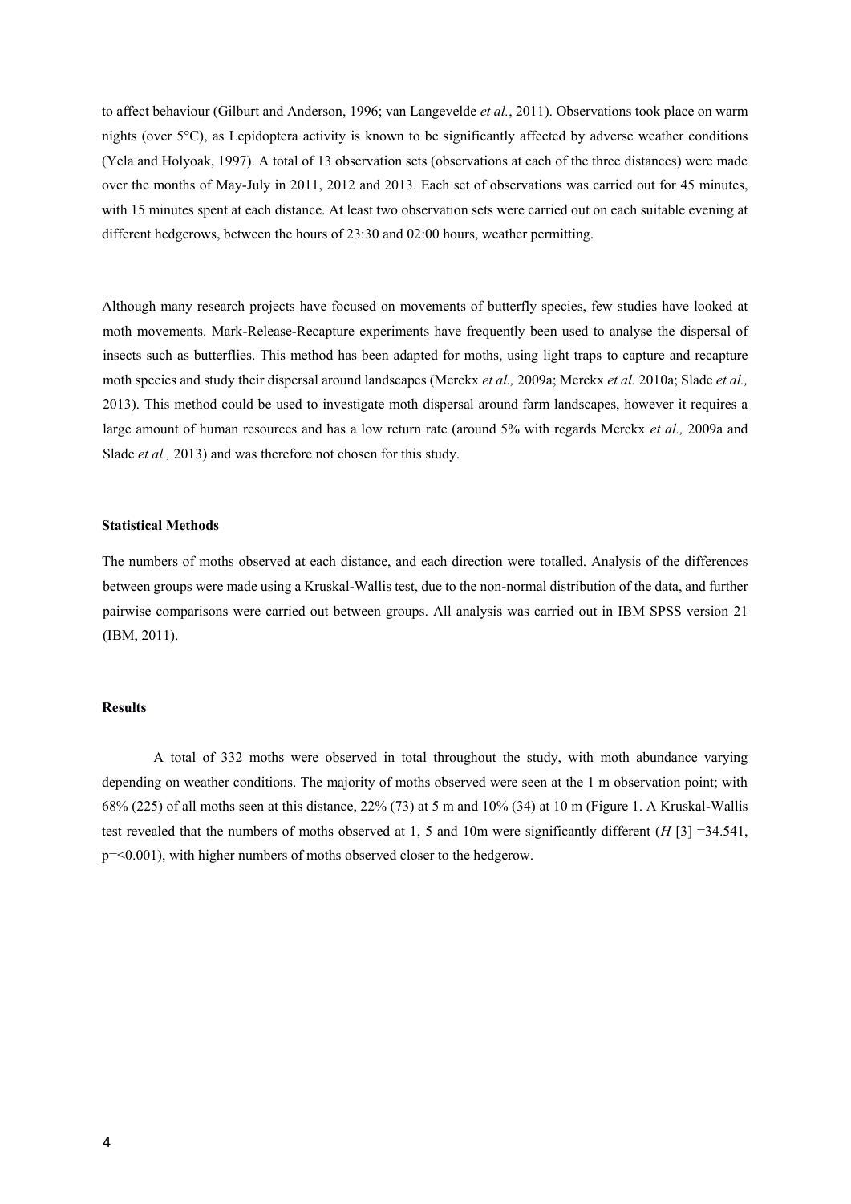to affect behaviour (Gilburt and Anderson, 1996; van Langevelde *et al.*, 2011). Observations took place on warm nights (over 5°C), as Lepidoptera activity is known to be significantly affected by adverse weather conditions (Yela and Holyoak, 1997). A total of 13 observation sets (observations at each of the three distances) were made over the months of May-July in 2011, 2012 and 2013. Each set of observations was carried out for 45 minutes, with 15 minutes spent at each distance. At least two observation sets were carried out on each suitable evening at different hedgerows, between the hours of 23:30 and 02:00 hours, weather permitting.

Although many research projects have focused on movements of butterfly species, few studies have looked at moth movements. Mark-Release-Recapture experiments have frequently been used to analyse the dispersal of insects such as butterflies. This method has been adapted for moths, using light traps to capture and recapture moth species and study their dispersal around landscapes (Merckx *et al.,* 2009a; Merckx *et al.* 2010a; Slade *et al.,* 2013). This method could be used to investigate moth dispersal around farm landscapes, however it requires a large amount of human resources and has a low return rate (around 5% with regards Merckx *et al.,* 2009a and Slade *et al.,* 2013) and was therefore not chosen for this study.

#### Statistical Methods

The numbers of moths observed at each distance, and each direction were totalled. Analysis of the differences between groups were made using a Kruskal-Wallis test, due to the non-normal distribution of the data, and further pairwise comparisons were carried out between groups. All analysis was carried out in IBM SPSS version 21 (IBM, 2011).

#### Results

A total of 332 moths were observed in total throughout the study, with moth abundance varying depending on weather conditions. The majority of moths observed were seen at the 1 m observation point; with 68% (225) of all moths seen at this distance, 22% (73) at 5 m and 10% (34) at 10 m (Figure 1. A Kruskal-Wallis test revealed that the numbers of moths observed at 1, 5 and 10m were significantly different ($H$ [3] =34.541, p=<0.001), with higher numbers of moths observed closer to the hedgerow.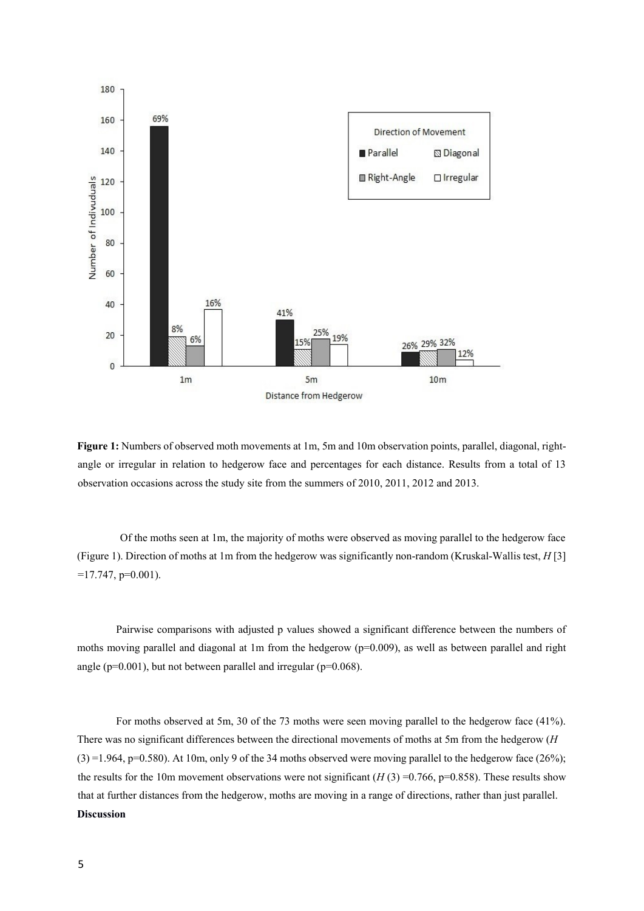**Figure 1:** Numbers of observed moth movements at 1m, 5m and 10m observation points, parallel, diagonal, right-angle or irregular in relation to hedgerow face and percentages for each distance. Results from a total of 13 observation occasions across the study site from the summers of 2010, 2011, 2012 and 2013.

Of the moths seen at 1m, the majority of moths were observed as moving parallel to the hedgerow face (Figure 1). Direction of moths at 1m from the hedgerow was significantly non-random (Kruskal-Wallis test, $H$ [3] =17.747, p=0.001).

Pairwise comparisons with adjusted p values showed a significant difference between the numbers of moths moving parallel and diagonal at 1m from the hedgerow (p=0.009), as well as between parallel and right angle (p=0.001), but not between parallel and irregular (p=0.068).

For moths observed at 5m, 30 of the 73 moths were seen moving parallel to the hedgerow face (41%). There was no significant differences between the directional movements of moths at 5m from the hedgerow ($H$ (3) =1.964, p=0.580). At 10m, only 9 of the 34 moths observed were moving parallel to the hedgerow face (26%); the results for the 10m movement observations were not significant ($H$ (3) =0.766, p=0.858). These results show that at further distances from the hedgerow, moths are moving in a range of directions, rather than just parallel.

**Discussion**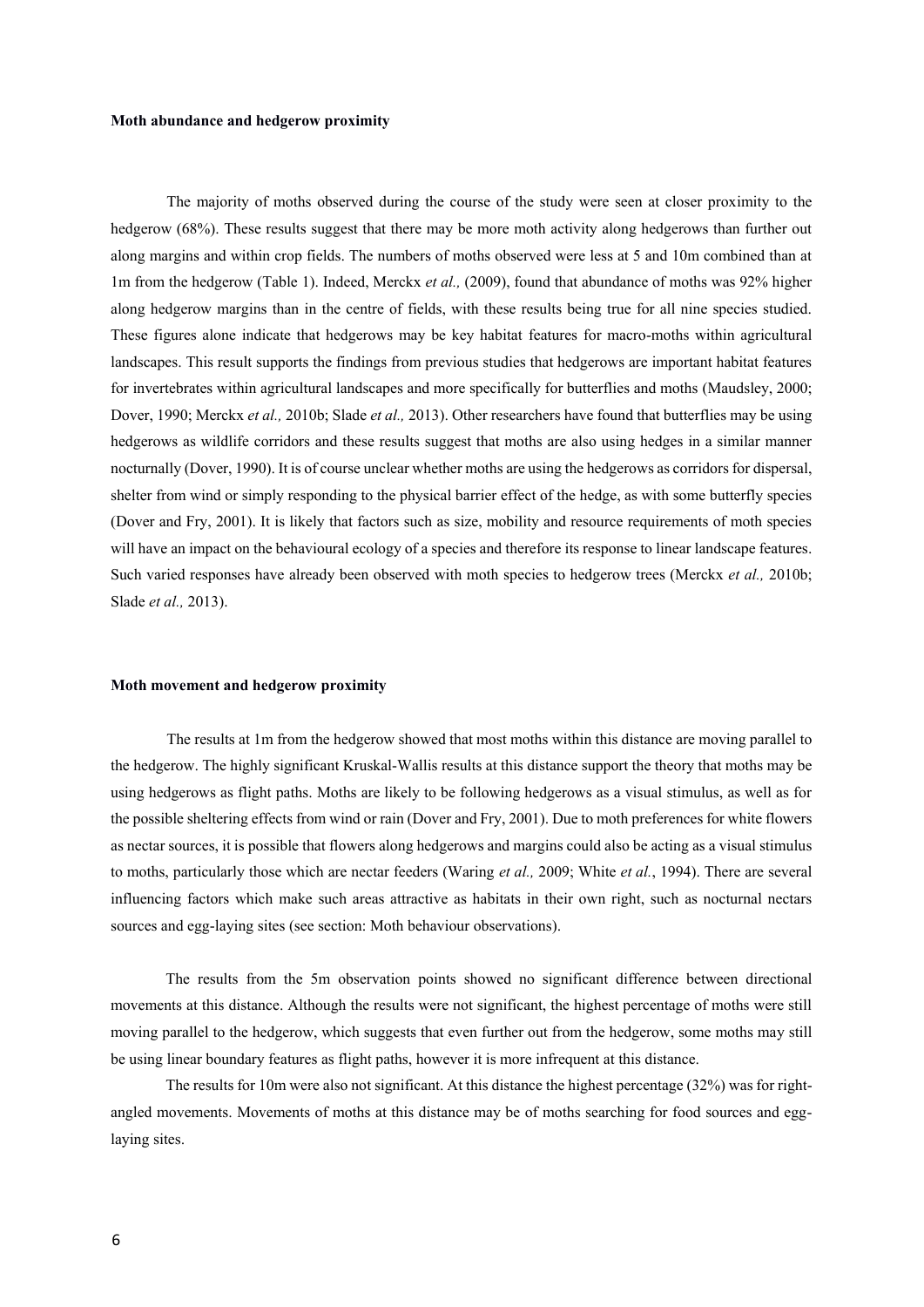**Moth abundance and hedgerow proximity**

The majority of moths observed during the course of the study were seen at closer proximity to the hedgerow (68%). These results suggest that there may be more moth activity along hedgerows than further out along margins and within crop fields. The numbers of moths observed were less at 5 and 10m combined than at 1m from the hedgerow (Table 1). Indeed, Merckx *et al.,* (2009), found that abundance of moths was 92% higher along hedgerow margins than in the centre of fields, with these results being true for all nine species studied. These figures alone indicate that hedgerows may be key habitat features for macro-moths within agricultural landscapes. This result supports the findings from previous studies that hedgerows are important habitat features for invertebrates within agricultural landscapes and more specifically for butterflies and moths (Maudsley, 2000; Dover, 1990; Merckx *et al.,* 2010b; Slade *et al.,* 2013). Other researchers have found that butterflies may be using hedgerows as wildlife corridors and these results suggest that moths are also using hedges in a similar manner nocturnally (Dover, 1990). It is of course unclear whether moths are using the hedgerows as corridors for dispersal, shelter from wind or simply responding to the physical barrier effect of the hedge, as with some butterfly species (Dover and Fry, 2001). It is likely that factors such as size, mobility and resource requirements of moth species will have an impact on the behavioural ecology of a species and therefore its response to linear landscape features. Such varied responses have already been observed with moth species to hedgerow trees (Merckx *et al.,* 2010b; Slade *et al.,* 2013).

**Moth movement and hedgerow proximity**

The results at 1m from the hedgerow showed that most moths within this distance are moving parallel to the hedgerow. The highly significant Kruskal-Wallis results at this distance support the theory that moths may be using hedgerows as flight paths. Moths are likely to be following hedgerows as a visual stimulus, as well as for the possible sheltering effects from wind or rain (Dover and Fry, 2001). Due to moth preferences for white flowers as nectar sources, it is possible that flowers along hedgerows and margins could also be acting as a visual stimulus to moths, particularly those which are nectar feeders (Waring *et al.,* 2009; White *et al.*, 1994). There are several influencing factors which make such areas attractive as habitats in their own right, such as nocturnal nectars sources and egg-laying sites (see section: Moth behaviour observations).

The results from the 5m observation points showed no significant difference between directional movements at this distance. Although the results were not significant, the highest percentage of moths were still moving parallel to the hedgerow, which suggests that even further out from the hedgerow, some moths may still be using linear boundary features as flight paths, however it is more infrequent at this distance.

The results for 10m were also not significant. At this distance the highest percentage (32%) was for right-angled movements. Movements of moths at this distance may be of moths searching for food sources and egg-laying sites.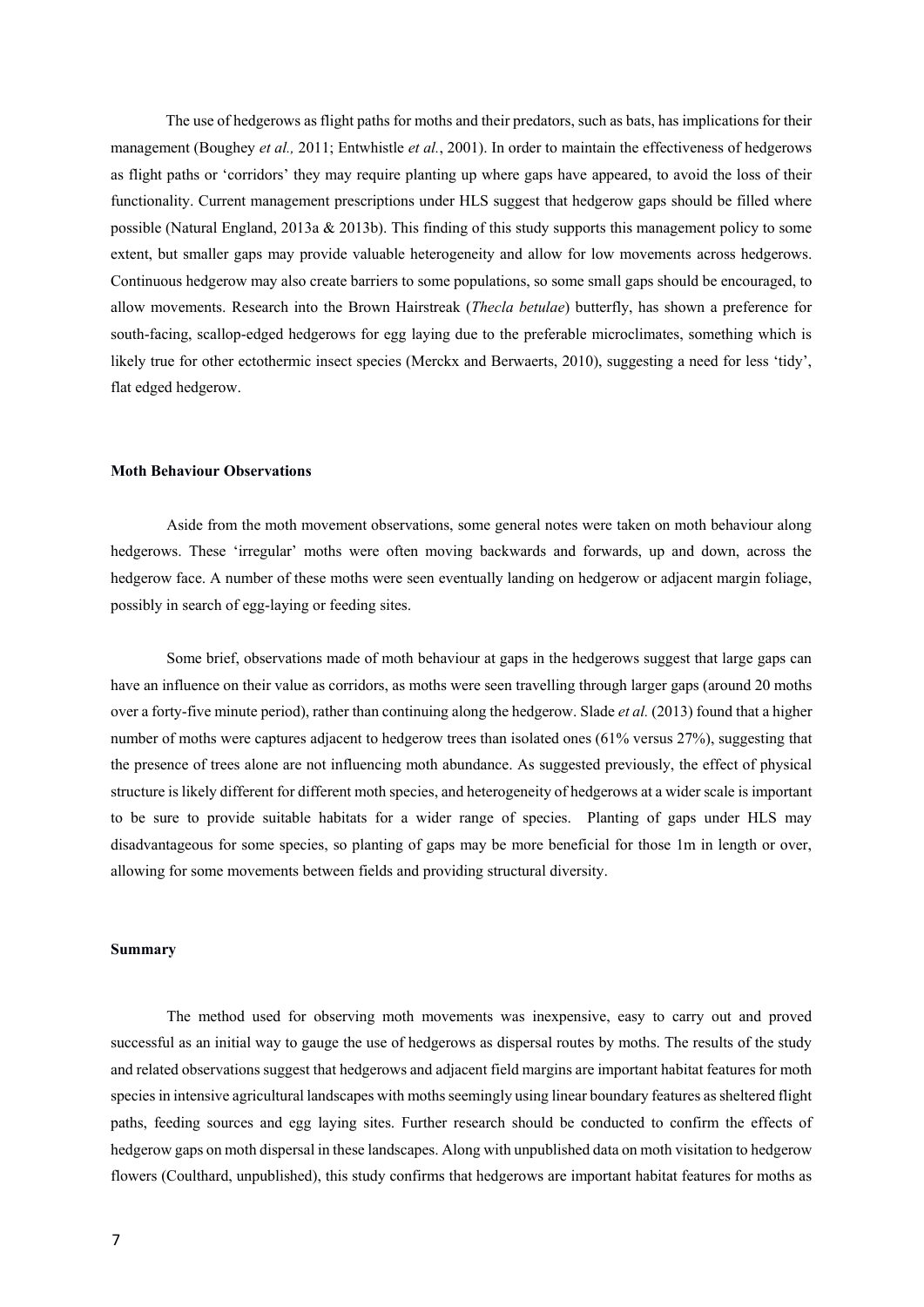The use of hedgerows as flight paths for moths and their predators, such as bats, has implications for their management (Boughey *et al.,* 2011; Entwhistle *et al.*, 2001). In order to maintain the effectiveness of hedgerows as flight paths or 'corridors' they may require planting up where gaps have appeared, to avoid the loss of their functionality. Current management prescriptions under HLS suggest that hedgerow gaps should be filled where possible (Natural England, 2013a & 2013b). This finding of this study supports this management policy to some extent, but smaller gaps may provide valuable heterogeneity and allow for low movements across hedgerows. Continuous hedgerow may also create barriers to some populations, so some small gaps should be encouraged, to allow movements. Research into the Brown Hairstreak (*Thecla betulae*) butterfly, has shown a preference for south-facing, scallop-edged hedgerows for egg laying due to the preferable microclimates, something which is likely true for other ectothermic insect species (Merckx and Berwaerts, 2010), suggesting a need for less 'tidy', flat edged hedgerow.

**Moth Behaviour Observations**

Aside from the moth movement observations, some general notes were taken on moth behaviour along hedgerows. These 'irregular' moths were often moving backwards and forwards, up and down, across the hedgerow face. A number of these moths were seen eventually landing on hedgerow or adjacent margin foliage, possibly in search of egg-laying or feeding sites.

Some brief, observations made of moth behaviour at gaps in the hedgerows suggest that large gaps can have an influence on their value as corridors, as moths were seen travelling through larger gaps (around 20 moths over a forty-five minute period), rather than continuing along the hedgerow. Slade *et al.* (2013) found that a higher number of moths were captures adjacent to hedgerow trees than isolated ones (61% versus 27%), suggesting that the presence of trees alone are not influencing moth abundance. As suggested previously, the effect of physical structure is likely different for different moth species, and heterogeneity of hedgerows at a wider scale is important to be sure to provide suitable habitats for a wider range of species. Planting of gaps under HLS may disadvantageous for some species, so planting of gaps may be more beneficial for those 1m in length or over, allowing for some movements between fields and providing structural diversity.

**Summary**

The method used for observing moth movements was inexpensive, easy to carry out and proved successful as an initial way to gauge the use of hedgerows as dispersal routes by moths. The results of the study and related observations suggest that hedgerows and adjacent field margins are important habitat features for moth species in intensive agricultural landscapes with moths seemingly using linear boundary features as sheltered flight paths, feeding sources and egg laying sites. Further research should be conducted to confirm the effects of hedgerow gaps on moth dispersal in these landscapes. Along with unpublished data on moth visitation to hedgerow flowers (Coulthard, unpublished), this study confirms that hedgerows are important habitat features for moths as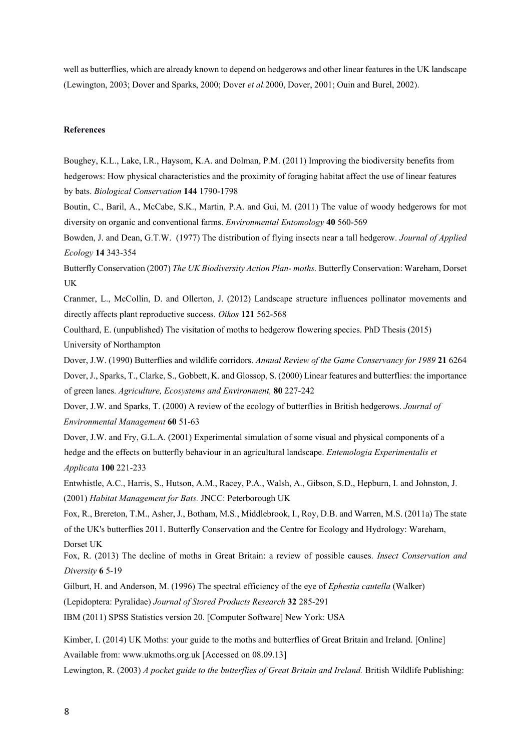well as butterflies, which are already known to depend on hedgerows and other linear features in the UK landscape (Lewington, 2003; Dover and Sparks, 2000; Dover *et al.*2000, Dover, 2001; Ouin and Burel, 2002).

**References**

Boughey, K.L., Lake, I.R., Haysom, K.A. and Dolman, P.M. (2011) Improving the biodiversity benefits from hedgerows: How physical characteristics and the proximity of foraging habitat affect the use of linear features by bats. *Biological Conservation* **144** 1790-1798

Boutin, C., Baril, A., McCabe, S.K., Martin, P.A. and Gui, M. (2011) The value of woody hedgerows for mot diversity on organic and conventional farms. *Environmental Entomology* **40** 560-569

Bowden, J. and Dean, G.T.W. (1977) The distribution of flying insects near a tall hedgerow. *Journal of Applied Ecology* **14** 343-354

Butterfly Conservation (2007) *The UK Biodiversity Action Plan- moths.* Butterfly Conservation: Wareham, Dorset UK

Cranmer, L., McCollin, D. and Ollerton, J. (2012) Landscape structure influences pollinator movements and directly affects plant reproductive success. *Oikos* **121** 562-568

Coulthard, E. (unpublished) The visitation of moths to hedgerow flowering species. PhD Thesis (2015) University of Northampton

Dover, J.W. (1990) Butterflies and wildlife corridors. *Annual Review of the Game Conservancy for 1989* **21** 6264

Dover, J., Sparks, T., Clarke, S., Gobbett, K. and Glossop, S. (2000) Linear features and butterflies: the importance of green lanes. *Agriculture, Ecosystems and Environment,* **80** 227-242

Dover, J.W. and Sparks, T. (2000) A review of the ecology of butterflies in British hedgerows. *Journal of Environmental Management* **60** 51-63

Dover, J.W. and Fry, G.L.A. (2001) Experimental simulation of some visual and physical components of a hedge and the effects on butterfly behaviour in an agricultural landscape. *Entemologia Experimentalis et Applicata* **100** 221-233

Entwhistle, A.C., Harris, S., Hutson, A.M., Racey, P.A., Walsh, A., Gibson, S.D., Hepburn, I. and Johnston, J. (2001) *Habitat Management for Bats.* JNCC: Peterborough UK

Fox, R., Brereton, T.M., Asher, J., Botham, M.S., Middlebrook, I., Roy, D.B. and Warren, M.S. (2011a) The state of the UK's butterflies 2011. Butterfly Conservation and the Centre for Ecology and Hydrology: Wareham, Dorset UK

Fox, R. (2013) The decline of moths in Great Britain: a review of possible causes. *Insect Conservation and Diversity* **6** 5-19

Gilburt, H. and Anderson, M. (1996) The spectral efficiency of the eye of *Ephestia cautella* (Walker) (Lepidoptera: Pyralidae) *Journal of Stored Products Research* **32** 285-291

IBM (2011) SPSS Statistics version 20. [Computer Software] New York: USA

Kimber, I. (2014) UK Moths: your guide to the moths and butterflies of Great Britain and Ireland. [Online] Available from: www.ukmoths.org.uk [Accessed on 08.09.13]

Lewington, R. (2003) *A pocket guide to the butterflies of Great Britain and Ireland.* British Wildlife Publishing: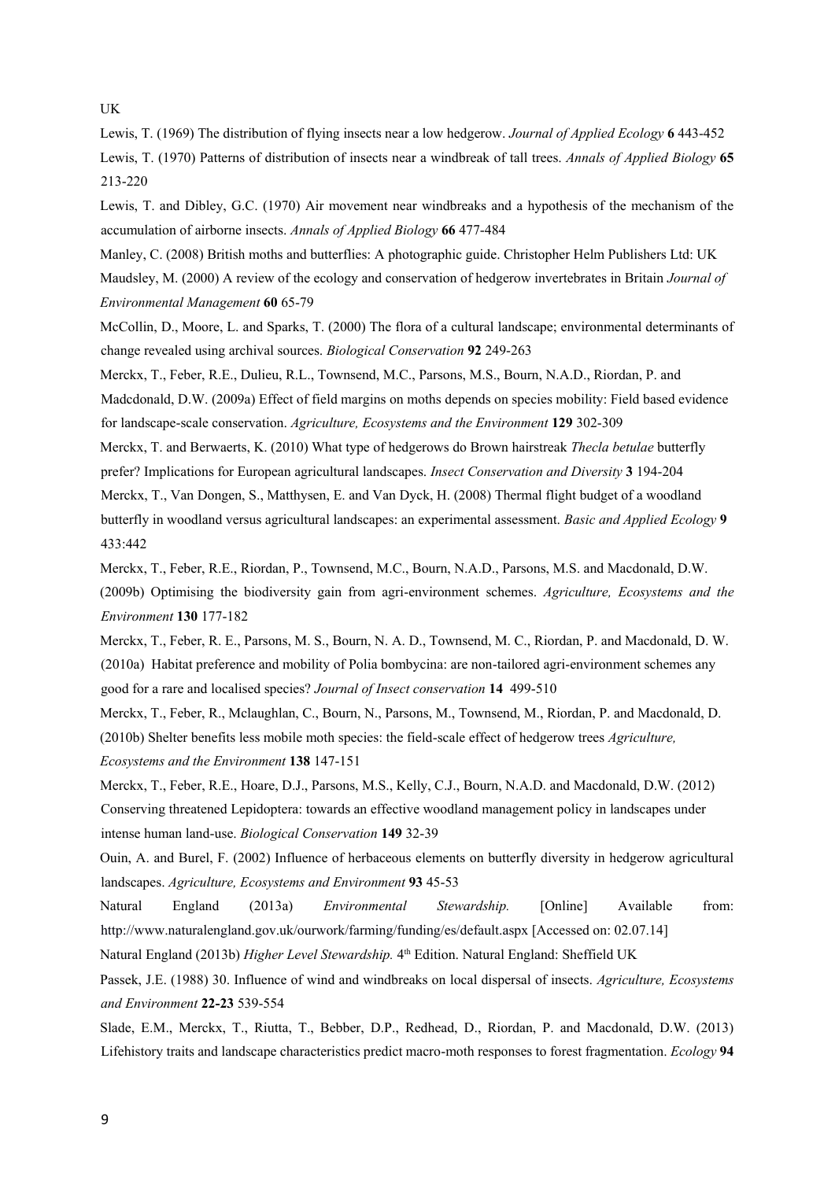UK

Lewis, T. (1969) The distribution of flying insects near a low hedgerow. *Journal of Applied Ecology* **6** 443-452

Lewis, T. (1970) Patterns of distribution of insects near a windbreak of tall trees. *Annals of Applied Biology* **65** 213-220

Lewis, T. and Dibley, G.C. (1970) Air movement near windbreaks and a hypothesis of the mechanism of the accumulation of airborne insects. *Annals of Applied Biology* **66** 477-484

Manley, C. (2008) British moths and butterflies: A photographic guide. Christopher Helm Publishers Ltd: UK

Maudsley, M. (2000) A review of the ecology and conservation of hedgerow invertebrates in Britain *Journal of Environmental Management* **60** 65-79

McCollin, D., Moore, L. and Sparks, T. (2000) The flora of a cultural landscape; environmental determinants of change revealed using archival sources. *Biological Conservation* **92** 249-263

Merckx, T., Feber, R.E., Dulieu, R.L., Townsend, M.C., Parsons, M.S., Bourn, N.A.D., Riordan, P. and Madcdonald, D.W. (2009a) Effect of field margins on moths depends on species mobility: Field based evidence for landscape-scale conservation. *Agriculture, Ecosystems and the Environment* **129** 302-309

Merckx, T. and Berwaerts, K. (2010) What type of hedgerows do Brown hairstreak *Thecla betulae* butterfly prefer? Implications for European agricultural landscapes. *Insect Conservation and Diversity* **3** 194-204

Merckx, T., Van Dongen, S., Matthysen, E. and Van Dyck, H. (2008) Thermal flight budget of a woodland butterfly in woodland versus agricultural landscapes: an experimental assessment. *Basic and Applied Ecology* **9** 433:442

Merckx, T., Feber, R.E., Riordan, P., Townsend, M.C., Bourn, N.A.D., Parsons, M.S. and Macdonald, D.W. (2009b) Optimising the biodiversity gain from agri-environment schemes. *Agriculture, Ecosystems and the Environment* **130** 177-182

Merckx, T., Feber, R. E., Parsons, M. S., Bourn, N. A. D., Townsend, M. C., Riordan, P. and Macdonald, D. W. (2010a) Habitat preference and mobility of Polia bombycina: are non-tailored agri-environment schemes any good for a rare and localised species? *Journal of Insect conservation* **14** 499-510

Merckx, T., Feber, R., Mclaughlan, C., Bourn, N., Parsons, M., Townsend, M., Riordan, P. and Macdonald, D. (2010b) Shelter benefits less mobile moth species: the field-scale effect of hedgerow trees *Agriculture, Ecosystems and the Environment* **138** 147-151

Merckx, T., Feber, R.E., Hoare, D.J., Parsons, M.S., Kelly, C.J., Bourn, N.A.D. and Macdonald, D.W. (2012) Conserving threatened Lepidoptera: towards an effective woodland management policy in landscapes under intense human land-use. *Biological Conservation* **149** 32-39

Ouin, A. and Burel, F. (2002) Influence of herbaceous elements on butterfly diversity in hedgerow agricultural landscapes. *Agriculture, Ecosystems and Environment* **93** 45-53

Natural England (2013a) *Environmental Stewardship.* [Online] Available from: http://www.naturalengland.gov.uk/ourwork/farming/funding/es/default.aspx [Accessed on: 02.07.14]

Natural England (2013b) *Higher Level Stewardship.* 4th Edition. Natural England: Sheffield UK

Passek, J.E. (1988) 30. Influence of wind and windbreaks on local dispersal of insects. *Agriculture, Ecosystems and Environment* **22-23** 539-554

Slade, E.M., Merckx, T., Riutta, T., Bebber, D.P., Redhead, D., Riordan, P. and Macdonald, D.W. (2013) Lifehistory traits and landscape characteristics predict macro-moth responses to forest fragmentation. *Ecology* **94**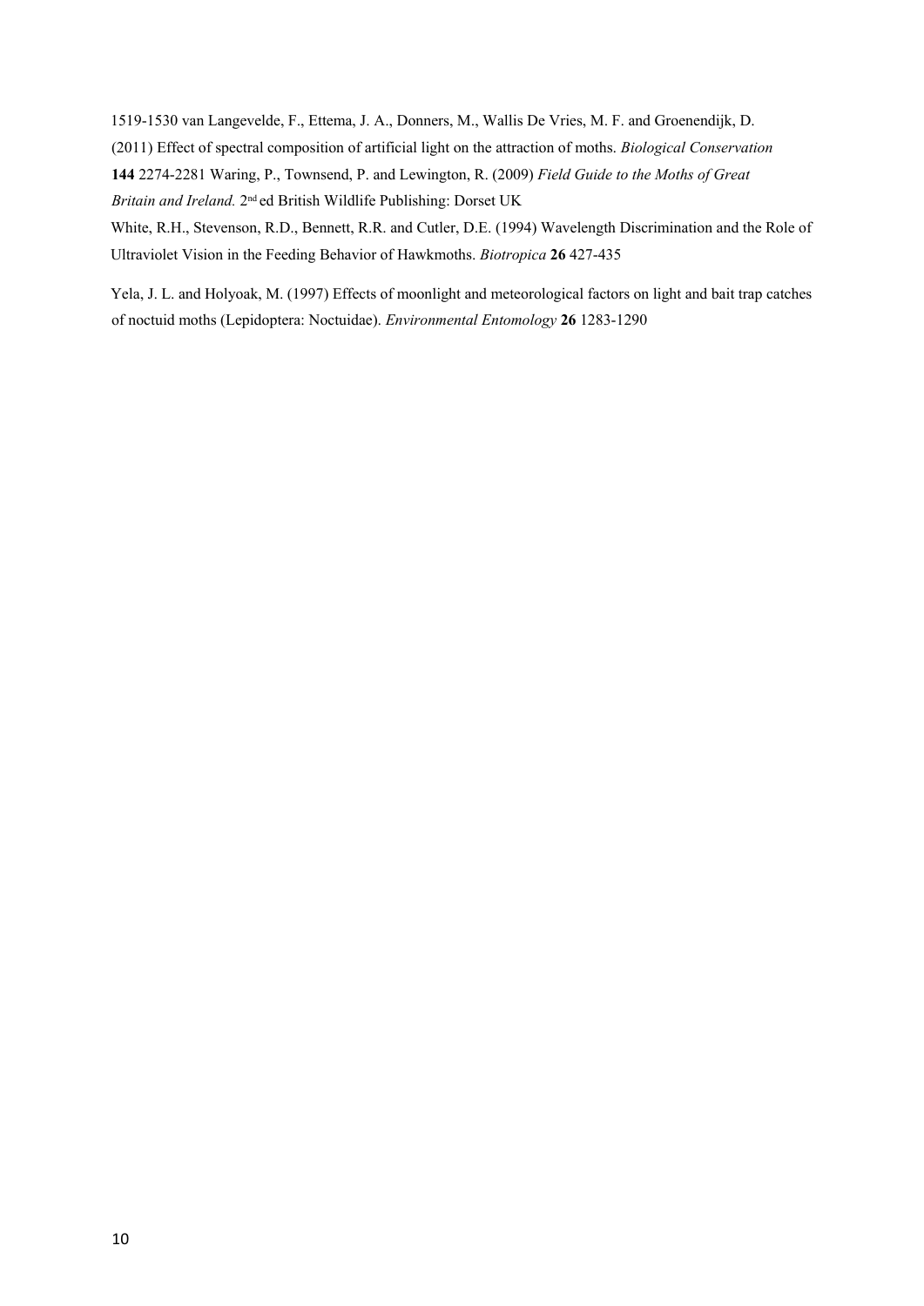1519-1530 van Langevelde, F., Ettema, J. A., Donners, M., Wallis De Vries, M. F. and Groenendijk, D. (2011) Effect of spectral composition of artificial light on the attraction of moths. *Biological Conservation* **144** 2274-2281 Waring, P., Townsend, P. and Lewington, R. (2009) *Field Guide to the Moths of Great Britain and Ireland.* 2nd ed British Wildlife Publishing: Dorset UK

White, R.H., Stevenson, R.D., Bennett, R.R. and Cutler, D.E. (1994) Wavelength Discrimination and the Role of Ultraviolet Vision in the Feeding Behavior of Hawkmoths. *Biotropica* **26** 427-435

Yela, J. L. and Holyoak, M. (1997) Effects of moonlight and meteorological factors on light and bait trap catches of noctuid moths (Lepidoptera: Noctuidae). *Environmental Entomology* **26** 1283-1290